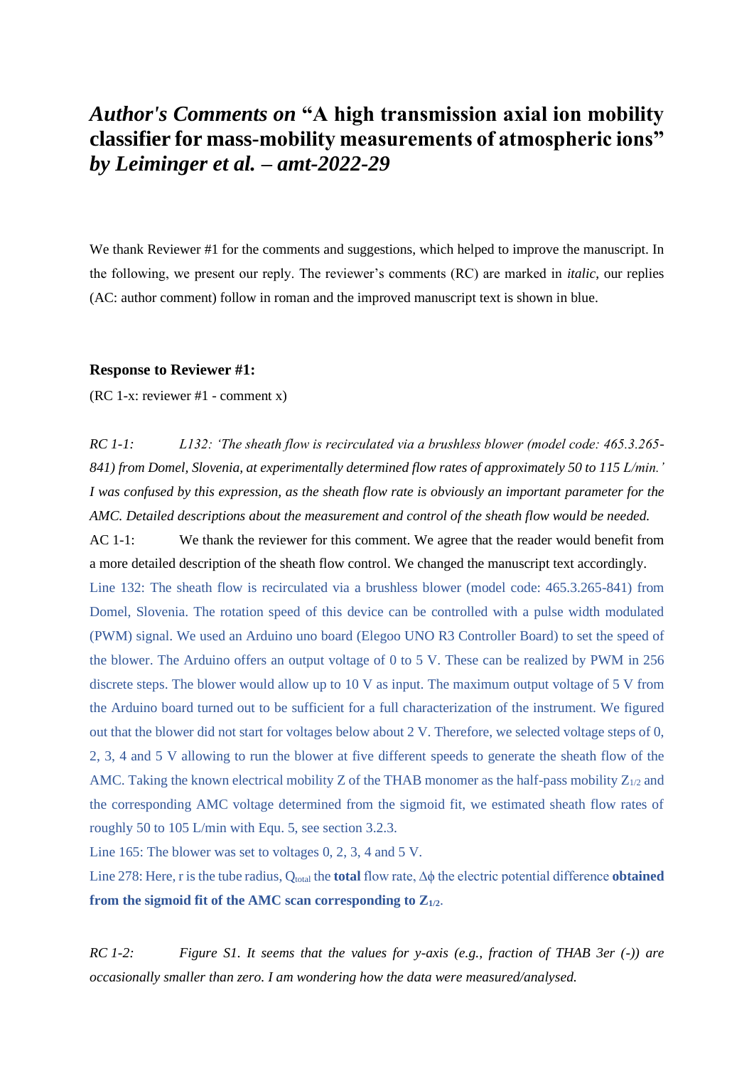# *Author's Comments on* "A high transmission axial ion mobility classifier for mass-mobility measurements of atmospheric ions" *by Leiminger et al. – amt-2022-29*

We thank Reviewer #1 for the comments and suggestions, which helped to improve the manuscript. In the following, we present our reply. The reviewer's comments (RC) are marked in *italic*, our replies (AC: author comment) follow in roman and the improved manuscript text is shown in blue.

**Response to Reviewer #1:**

(RC 1-x: reviewer #1 - comment x)

*RC 1-1: L132: 'The sheath flow is recirculated via a brushless blower (model code: 465.3.265-841) from Domel, Slovenia, at experimentally determined flow rates of approximately 50 to 115 L/min.' I was confused by this expression, as the sheath flow rate is obviously an important parameter for the AMC. Detailed descriptions about the measurement and control of the sheath flow would be needed.*

AC 1-1: We thank the reviewer for this comment. We agree that the reader would benefit from a more detailed description of the sheath flow control. We changed the manuscript text accordingly.

Line 132: The sheath flow is recirculated via a brushless blower (model code: 465.3.265-841) from Domel, Slovenia. The rotation speed of this device can be controlled with a pulse width modulated (PWM) signal. We used an Arduino uno board (Elegoo UNO R3 Controller Board) to set the speed of the blower. The Arduino offers an output voltage of 0 to 5 V. These can be realized by PWM in 256 discrete steps. The blower would allow up to 10 V as input. The maximum output voltage of 5 V from the Arduino board turned out to be sufficient for a full characterization of the instrument. We figured out that the blower did not start for voltages below about 2 V. Therefore, we selected voltage steps of 0, 2, 3, 4 and 5 V allowing to run the blower at five different speeds to generate the sheath flow of the AMC. Taking the known electrical mobility Z of the THAB monomer as the half-pass mobility $Z_{1/2}$ and the corresponding AMC voltage determined from the sigmoid fit, we estimated sheath flow rates of roughly 50 to 105 L/min with Equ. 5, see section 3.2.3.

Line 165: The blower was set to voltages 0, 2, 3, 4 and 5 V.

Line 278: Here, r is the tube radius, $Q_{total}$ the **total** flow rate, $\Delta\phi$ the electric potential difference **obtained from the sigmoid fit of the AMC scan corresponding to $Z_{1/2}$**.

*RC 1-2: Figure S1. It seems that the values for y-axis (e.g., fraction of THAB 3er (-)) are occasionally smaller than zero. I am wondering how the data were measured/analysed.*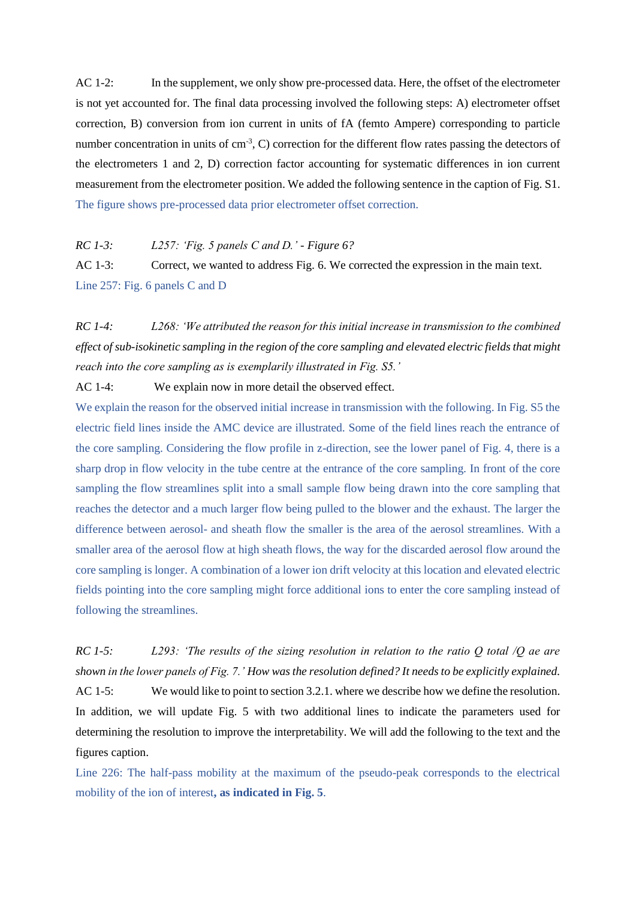AC 1-2: In the supplement, we only show pre-processed data. Here, the offset of the electrometer is not yet accounted for. The final data processing involved the following steps: A) electrometer offset correction, B) conversion from ion current in units of fA (femto Ampere) corresponding to particle number concentration in units of $cm^{-3}$, C) correction for the different flow rates passing the detectors of the electrometers 1 and 2, D) correction factor accounting for systematic differences in ion current measurement from the electrometer position. We added the following sentence in the caption of Fig. S1.

The figure shows pre-processed data prior electrometer offset correction.

*RC 1-3: L257: 'Fig. 5 panels C and D.' - Figure 6?*

AC 1-3: Correct, we wanted to address Fig. 6. We corrected the expression in the main text.

Line 257: Fig. 6 panels C and D

*RC 1-4: L268: 'We attributed the reason for this initial increase in transmission to the combined effect of sub-isokinetic sampling in the region of the core sampling and elevated electric fields that might reach into the core sampling as is exemplarily illustrated in Fig. S5.'*

AC 1-4: We explain now in more detail the observed effect.

We explain the reason for the observed initial increase in transmission with the following. In Fig. S5 the electric field lines inside the AMC device are illustrated. Some of the field lines reach the entrance of the core sampling. Considering the flow profile in z-direction, see the lower panel of Fig. 4, there is a sharp drop in flow velocity in the tube centre at the entrance of the core sampling. In front of the core sampling the flow streamlines split into a small sample flow being drawn into the core sampling that reaches the detector and a much larger flow being pulled to the blower and the exhaust. The larger the difference between aerosol- and sheath flow the smaller is the area of the aerosol streamlines. With a smaller area of the aerosol flow at high sheath flows, the way for the discarded aerosol flow around the core sampling is longer. A combination of a lower ion drift velocity at this location and elevated electric fields pointing into the core sampling might force additional ions to enter the core sampling instead of following the streamlines.

*RC 1-5: L293: 'The results of the sizing resolution in relation to the ratio Q total /Q ae are shown in the lower panels of Fig. 7.' How was the resolution defined? It needs to be explicitly explained.*

AC 1-5: We would like to point to section 3.2.1. where we describe how we define the resolution. In addition, we will update Fig. 5 with two additional lines to indicate the parameters used for determining the resolution to improve the interpretability. We will add the following to the text and the figures caption.

Line 226: The half-pass mobility at the maximum of the pseudo-peak corresponds to the electrical mobility of the ion of interest**, as indicated in Fig. 5**.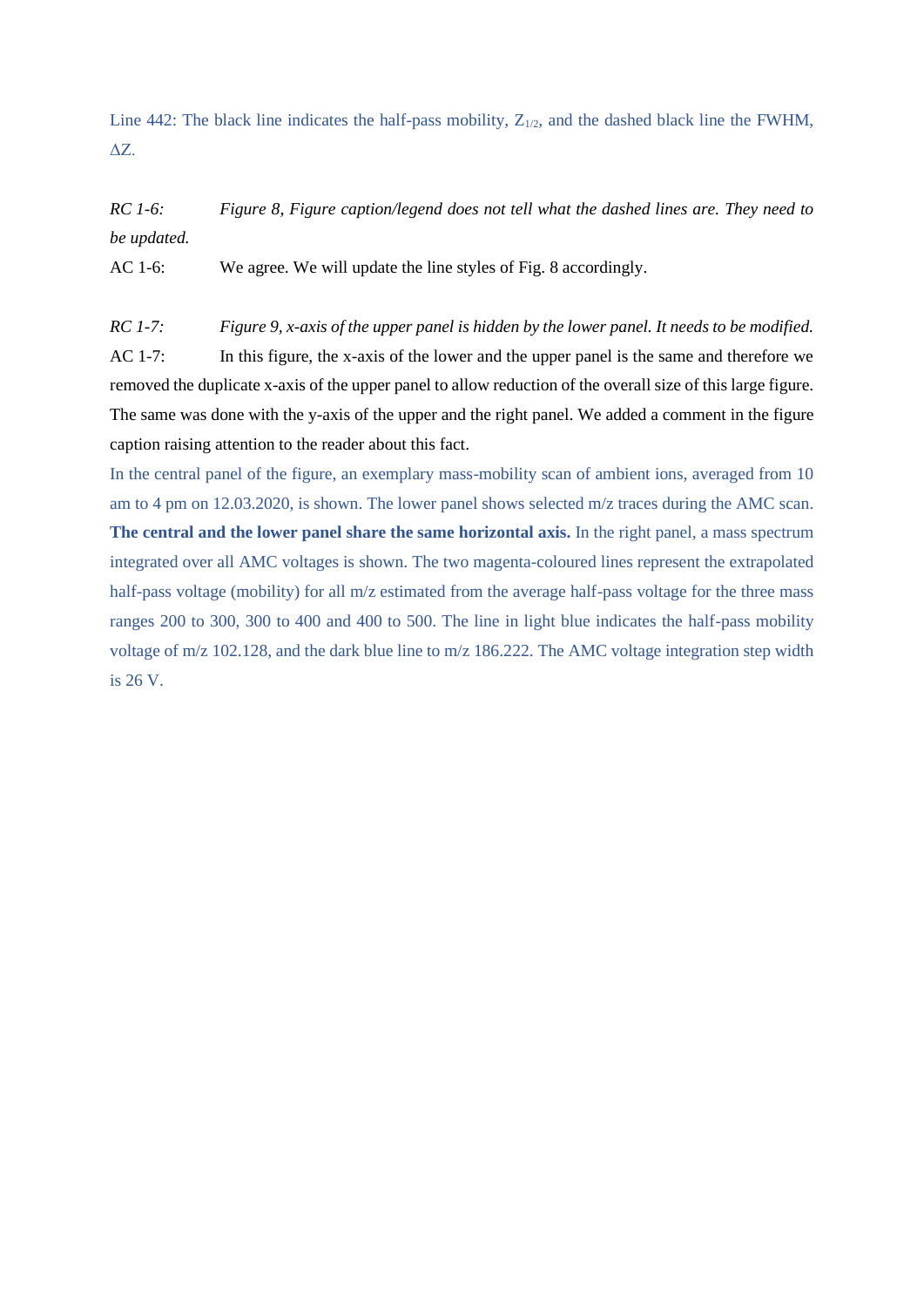Line 442: The black line indicates the half-pass mobility, $Z_{1/2}$, and the dashed black line the FWHM, $\Delta Z$.

*RC 1-6: Figure 8, Figure caption/legend does not tell what the dashed lines are. They need to be updated.*

AC 1-6: We agree. We will update the line styles of Fig. 8 accordingly.

*RC 1-7: Figure 9, x-axis of the upper panel is hidden by the lower panel. It needs to be modified.*

AC 1-7: In this figure, the x-axis of the lower and the upper panel is the same and therefore we removed the duplicate x-axis of the upper panel to allow reduction of the overall size of this large figure. The same was done with the y-axis of the upper and the right panel. We added a comment in the figure caption raising attention to the reader about this fact.

In the central panel of the figure, an exemplary mass-mobility scan of ambient ions, averaged from 10 am to 4 pm on 12.03.2020, is shown. The lower panel shows selected m/z traces during the AMC scan. **The central and the lower panel share the same horizontal axis.** In the right panel, a mass spectrum integrated over all AMC voltages is shown. The two magenta-coloured lines represent the extrapolated half-pass voltage (mobility) for all m/z estimated from the average half-pass voltage for the three mass ranges 200 to 300, 300 to 400 and 400 to 500. The line in light blue indicates the half-pass mobility voltage of m/z 102.128, and the dark blue line to m/z 186.222. The AMC voltage integration step width is 26 V.